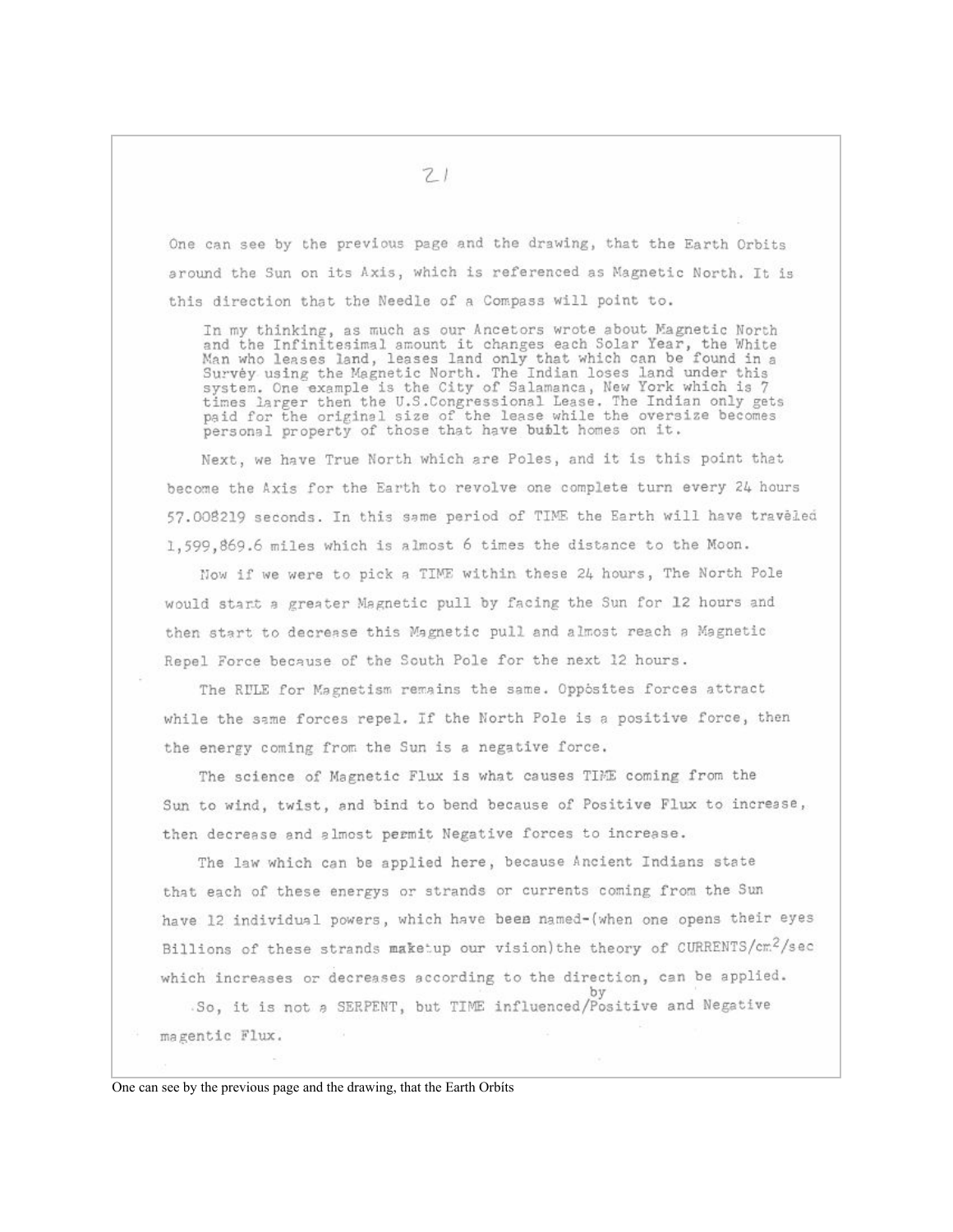One can see by the previous page and the drawing, that the Earth Orbits around the Sun on its Axis, which is referenced as Magnetic North. It is this direction that the Needle of a Compass will point to.

In my thinking, as much as our Ancetors wrote about Magnetic North and the Infinitesimal amount it changes each Solar Year, the White Man who leases land, leases land only that which can be found in a Survéy using the Magnetic North. The Indian loses land under this system. One example is the City of Salamanca, New York which is 7 times larger then the U.S.Congressional Lease. The Indian only gets paid for the original size of the lease while the oversize becomes personal property of those that have built homes on it.

Next, we have True North which are Poles, and it is this point that become the Axis for the Earth to revolve one complete turn every 24 hours 57.008219 seconds. In this same period of TIME the Earth will have travéled 1,599,869.6 miles which is almost 6 times the distance to the Moon.

Now if we were to pick a TIME within these 24 hours, The North Pole would start a greater Magnetic pull by facing the Sun for 12 hours and then start to decrease this Magnetic pull and almost reach a Magnetic Repel Force because of the South Pole for the next 12 hours.

The RULE for Magnetism remains the same. Oppòsites forces attract while the same forces repel. If the North Pole is a positive force, then the energy coming from the Sun is a negative force.

The science of Magnetic Flux is what causes TIME coming from the Sun to wind, twist, and bind to bend because of Positive Flux to increase, then decrease and almost permit Negative forces to increase.

The law which can be applied here, because Ancient Indians state that each of these energys or strands or currents coming from the Sun have 12 individual powers, which have been named-(when one opens their eyes Billions of these strands makeup our vision)the theory of CURRENTS/$cm^2$/sec which increases or decreases according to the direction, can be applied.

So, it is not a SERPENT, but TIME influenced/by Positive and Negative magentic Flux.

One can see by the previous page and the drawing, that the Earth Orbíts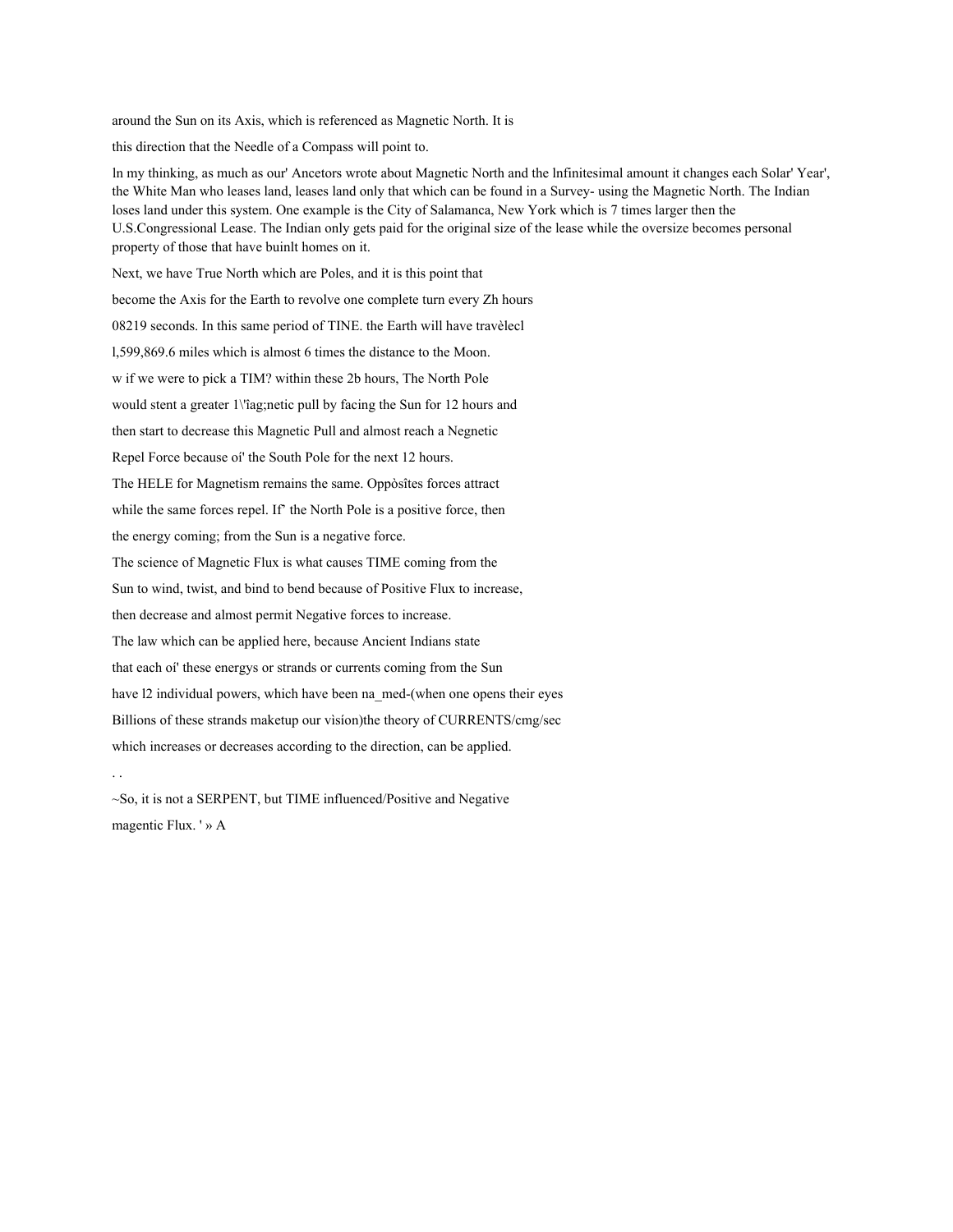around the Sun on its Axis, which is referenced as Magnetic North. It is

this direction that the Needle of a Compass will point to.

ln my thinking, as much as our' Ancetors wrote about Magnetic North and the lnfinitesimal amount it changes each Solar' Year', the White Man who leases land, leases land only that which can be found in a Survey- using the Magnetic North. The Indian loses land under this system. One example is the City of Salamanca, New York which is 7 times larger then the U.S.Congressional Lease. The Indian only gets paid for the original size of the lease while the oversize becomes personal property of those that have buinlt homes on it.

Next, we have True North which are Poles, and it is this point that

become the Axis for the Earth to revolve one complete turn every Zh hours

08219 seconds. In this same period of TINE. the Earth will have travèlecl

l,599,869.6 miles which is almost 6 times the distance to the Moon.

w if we were to pick a TIM? within these 2b hours, The North Pole

would stent a greater 1\'iag;netic pull by facing the Sun for 12 hours and

then start to decrease this Magnetic Pull and almost reach a Negnetic

Repel Force because oí' the South Pole for the next 12 hours.

The HELE for Magnetism remains the same. Oppòsîtes forces attract

while the same forces repel. If' the North Pole is a positive force, then

the energy coming; from the Sun is a negative force.

The science of Magnetic Flux is what causes TIME coming from the

Sun to wind, twist, and bind to bend because of Positive Flux to increase,

then decrease and almost permit Negative forces to increase.

The law which can be applied here, because Ancient Indians state

that each oí' these energys or strands or currents coming from the Sun

have l2 individual powers, which have been na_med-(when one opens their eyes

Billions of these strands maketup our visíon)the theory of CURRENTS/cmg/sec

which increases or decreases according to the direction, can be applied.

. .

~So, it is not a SERPENT, but TIME influenced/Positive and Negative

magentic Flux. ' » A